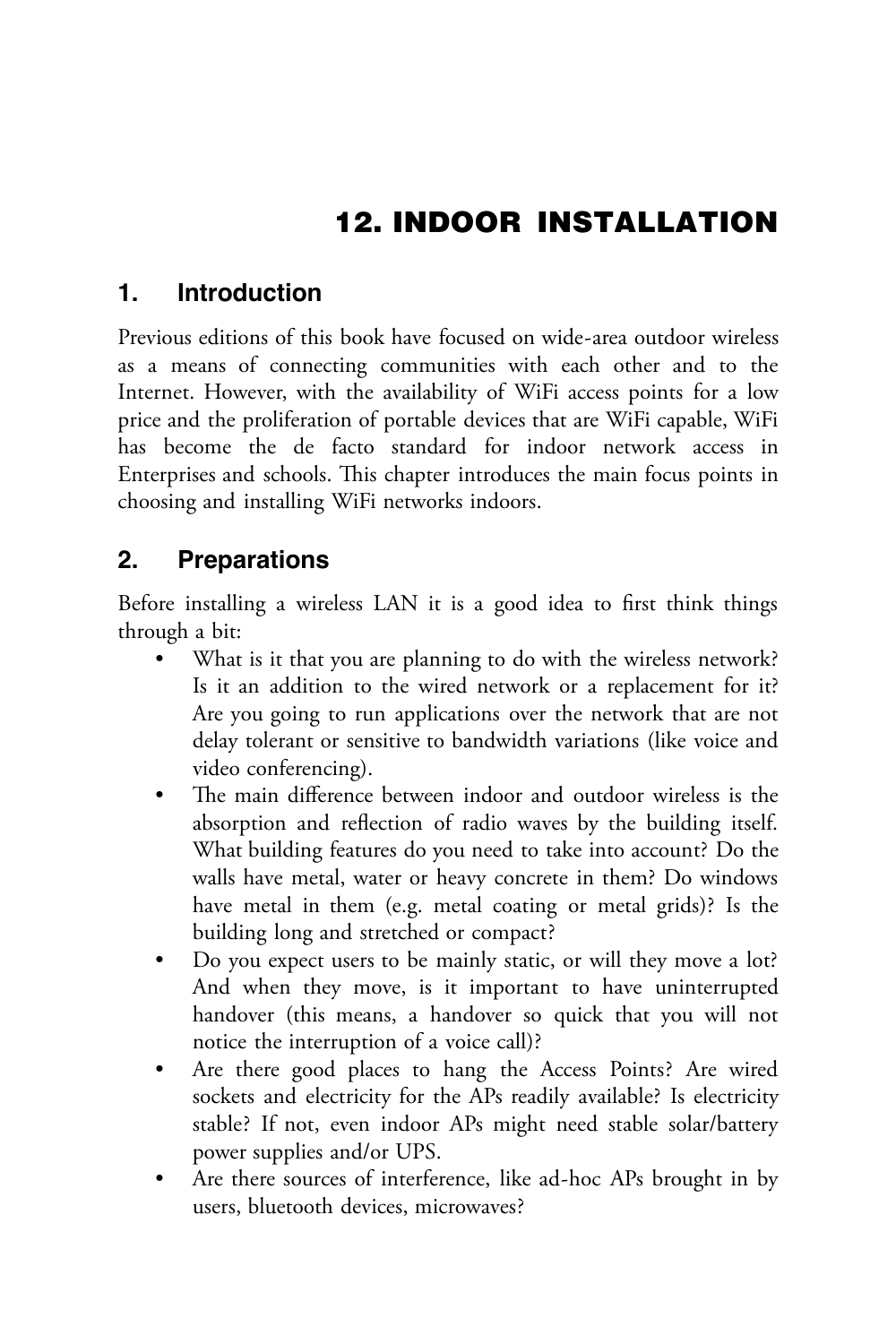# 12. INDOOR INSTALLATION

## 1. Introduction

Previous editions of this book have focused on wide-area outdoor wireless as a means of connecting communities with each other and to the Internet. However, with the availability of WiFi access points for a low price and the proliferation of portable devices that are WiFi capable, WiFi has become the de facto standard for indoor network access in Enterprises and schools. This chapter introduces the main focus points in choosing and installing WiFi networks indoors.

## 2. Preparations

Before installing a wireless LAN it is a good idea to first think things through a bit:

- What is it that you are planning to do with the wireless network? Is it an addition to the wired network or a replacement for it? Are you going to run applications over the network that are not delay tolerant or sensitive to bandwidth variations (like voice and video conferencing).
- The main difference between indoor and outdoor wireless is the absorption and reflection of radio waves by the building itself. What building features do you need to take into account? Do the walls have metal, water or heavy concrete in them? Do windows have metal in them (e.g. metal coating or metal grids)? Is the building long and stretched or compact?
- Do you expect users to be mainly static, or will they move a lot? And when they move, is it important to have uninterrupted handover (this means, a handover so quick that you will not notice the interruption of a voice call)?
- Are there good places to hang the Access Points? Are wired sockets and electricity for the APs readily available? Is electricity stable? If not, even indoor APs might need stable solar/battery power supplies and/or UPS.
- Are there sources of interference, like ad-hoc APs brought in by users, bluetooth devices, microwaves?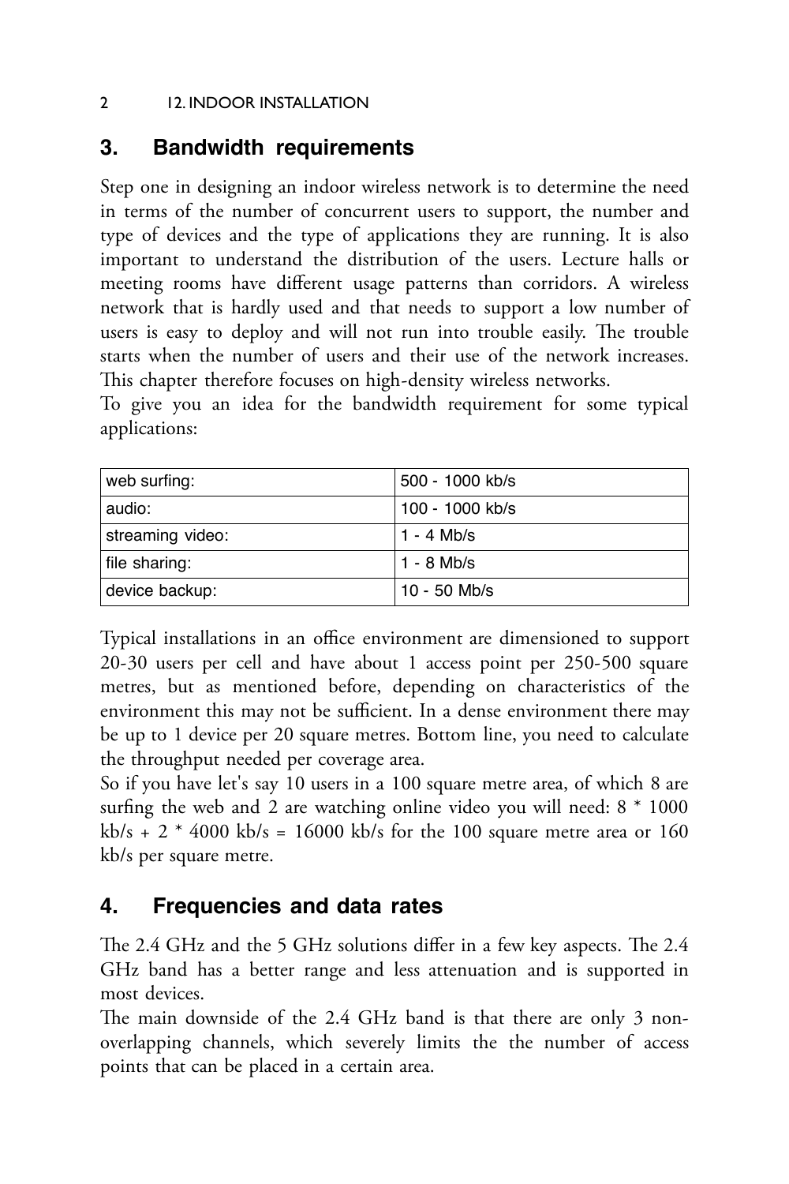## 3. Bandwidth requirements

Step one in designing an indoor wireless network is to determine the need in terms of the number of concurrent users to support, the number and type of devices and the type of applications they are running. It is also important to understand the distribution of the users. Lecture halls or meeting rooms have different usage patterns than corridors. A wireless network that is hardly used and that needs to support a low number of users is easy to deploy and will not run into trouble easily. The trouble starts when the number of users and their use of the network increases. This chapter therefore focuses on high-density wireless networks.

To give you an idea for the bandwidth requirement for some typical applications:

| | |
|---|---|
| web surfing: | 500 - 1000 kb/s |
| audio: | 100 - 1000 kb/s |
| streaming video: | 1 - 4 Mb/s |
| file sharing: | 1 - 8 Mb/s |
| device backup: | 10 - 50 Mb/s |

Typical installations in an office environment are dimensioned to support 20-30 users per cell and have about 1 access point per 250-500 square metres, but as mentioned before, depending on characteristics of the environment this may not be sufficient. In a dense environment there may be up to 1 device per 20 square metres. Bottom line, you need to calculate the throughput needed per coverage area.

So if you have let's say 10 users in a 100 square metre area, of which 8 are surfing the web and 2 are watching online video you will need: 8 * 1000 kb/s + 2 * 4000 kb/s = 16000 kb/s for the 100 square metre area or 160 kb/s per square metre.

## 4. Frequencies and data rates

The 2.4 GHz and the 5 GHz solutions differ in a few key aspects. The 2.4 GHz band has a better range and less attenuation and is supported in most devices.

The main downside of the 2.4 GHz band is that there are only 3 non-overlapping channels, which severely limits the the number of access points that can be placed in a certain area.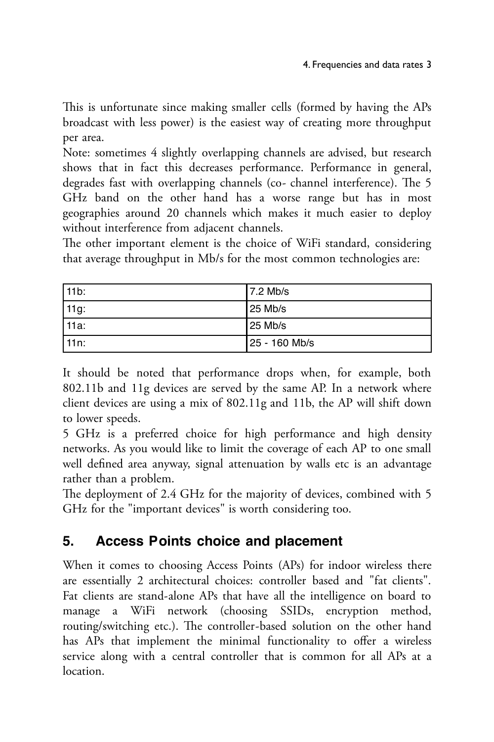This is unfortunate since making smaller cells (formed by having the APs broadcast with less power) is the easiest way of creating more throughput per area.

Note: sometimes 4 slightly overlapping channels are advised, but research shows that in fact this decreases performance. Performance in general, degrades fast with overlapping channels (co- channel interference). The 5 GHz band on the other hand has a worse range but has in most geographies around 20 channels which makes it much easier to deploy without interference from adjacent channels.

The other important element is the choice of WiFi standard, considering that average throughput in Mb/s for the most common technologies are:

| | |
|---|---|
| 11b: | 7.2 Mb/s |
| 11g: | 25 Mb/s |
| 11a: | 25 Mb/s |
| 11n: | 25 - 160 Mb/s |

It should be noted that performance drops when, for example, both 802.11b and 11g devices are served by the same AP. In a network where client devices are using a mix of 802.11g and 11b, the AP will shift down to lower speeds.

5 GHz is a preferred choice for high performance and high density networks. As you would like to limit the coverage of each AP to one small well defined area anyway, signal attenuation by walls etc is an advantage rather than a problem.

The deployment of 2.4 GHz for the majority of devices, combined with 5 GHz for the "important devices" is worth considering too.

## 5. Access Points choice and placement

When it comes to choosing Access Points (APs) for indoor wireless there are essentially 2 architectural choices: controller based and "fat clients". Fat clients are stand-alone APs that have all the intelligence on board to manage a WiFi network (choosing SSIDs, encryption method, routing/switching etc.). The controller-based solution on the other hand has APs that implement the minimal functionality to offer a wireless service along with a central controller that is common for all APs at a location.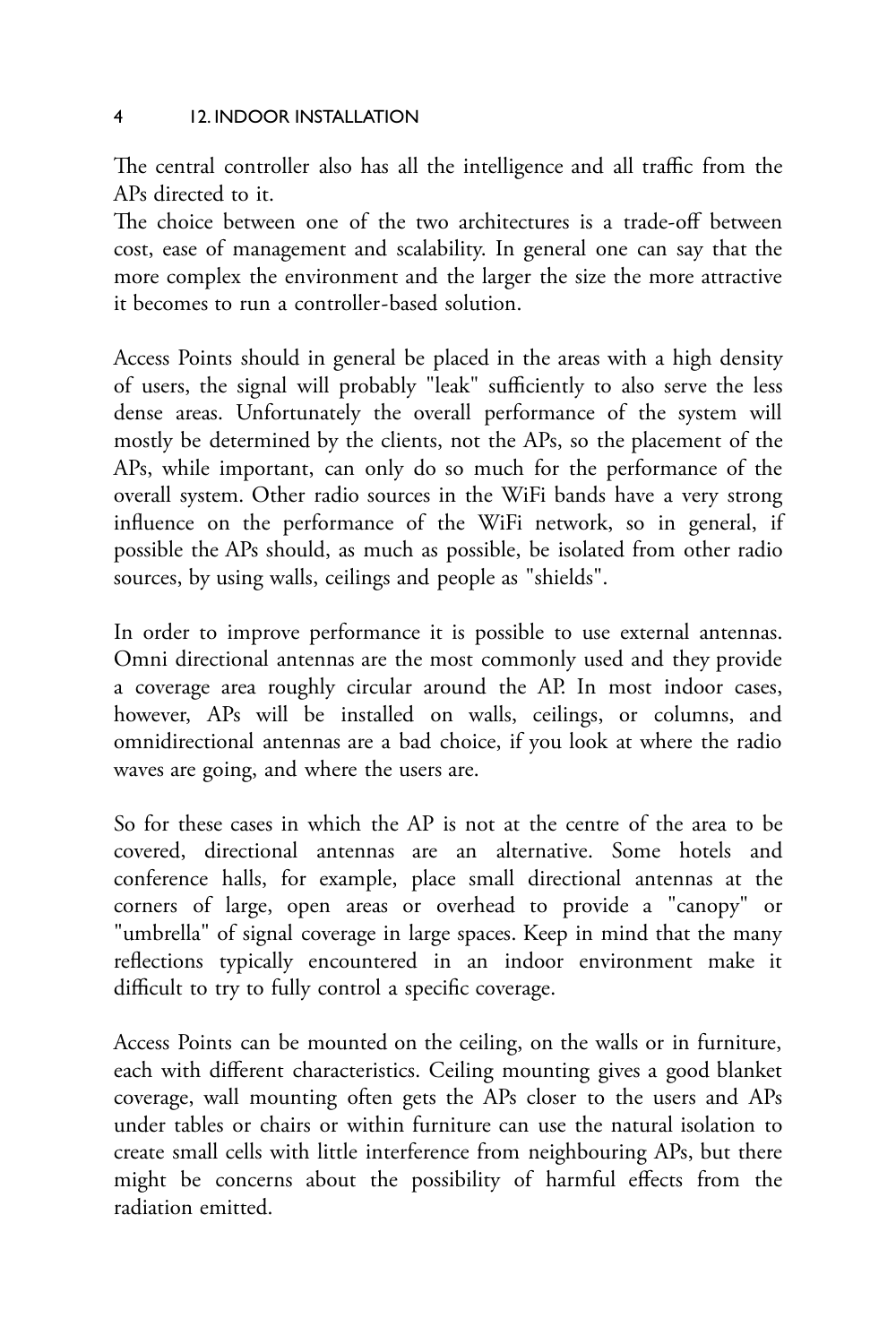The central controller also has all the intelligence and all traffic from the APs directed to it.
The choice between one of the two architectures is a trade-off between cost, ease of management and scalability. In general one can say that the more complex the environment and the larger the size the more attractive it becomes to run a controller-based solution.

Access Points should in general be placed in the areas with a high density of users, the signal will probably "leak" sufficiently to also serve the less dense areas. Unfortunately the overall performance of the system will mostly be determined by the clients, not the APs, so the placement of the APs, while important, can only do so much for the performance of the overall system. Other radio sources in the WiFi bands have a very strong influence on the performance of the WiFi network, so in general, if possible the APs should, as much as possible, be isolated from other radio sources, by using walls, ceilings and people as "shields".

In order to improve performance it is possible to use external antennas. Omni directional antennas are the most commonly used and they provide a coverage area roughly circular around the AP. In most indoor cases, however, APs will be installed on walls, ceilings, or columns, and omnidirectional antennas are a bad choice, if you look at where the radio waves are going, and where the users are.

So for these cases in which the AP is not at the centre of the area to be covered, directional antennas are an alternative. Some hotels and conference halls, for example, place small directional antennas at the corners of large, open areas or overhead to provide a "canopy" or "umbrella" of signal coverage in large spaces. Keep in mind that the many reflections typically encountered in an indoor environment make it difficult to try to fully control a specific coverage.

Access Points can be mounted on the ceiling, on the walls or in furniture, each with different characteristics. Ceiling mounting gives a good blanket coverage, wall mounting often gets the APs closer to the users and APs under tables or chairs or within furniture can use the natural isolation to create small cells with little interference from neighbouring APs, but there might be concerns about the possibility of harmful effects from the radiation emitted.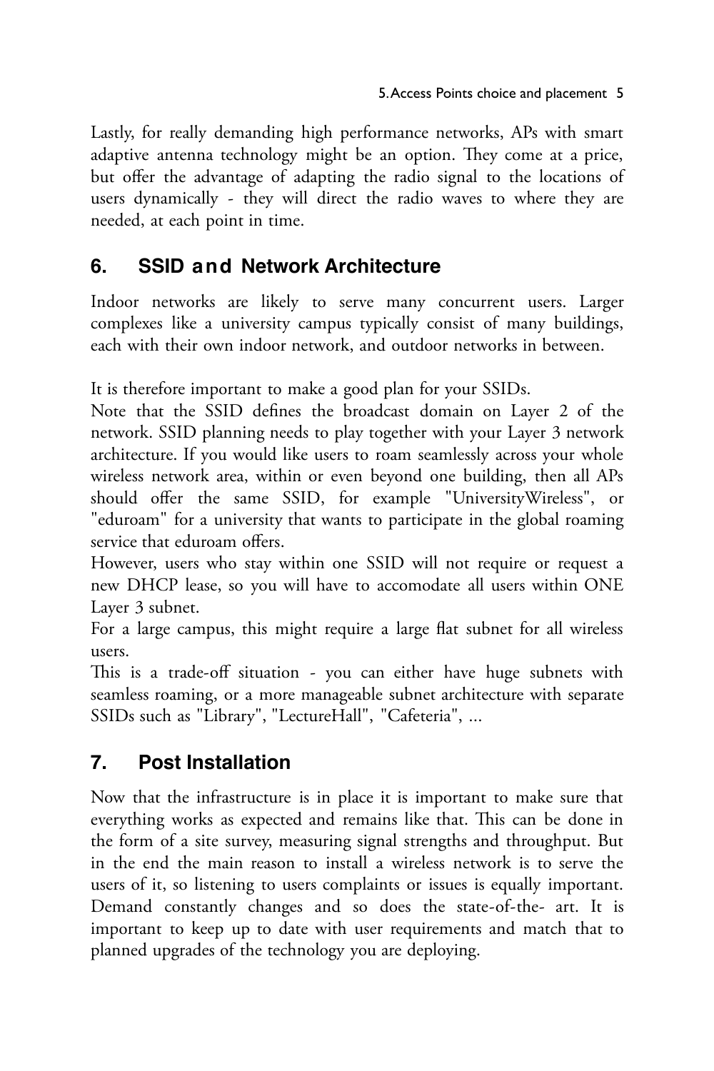Lastly, for really demanding high performance networks, APs with smart adaptive antenna technology might be an option. They come at a price, but offer the advantage of adapting the radio signal to the locations of users dynamically - they will direct the radio waves to where they are needed, at each point in time.

## 6. SSID and Network Architecture

Indoor networks are likely to serve many concurrent users. Larger complexes like a university campus typically consist of many buildings, each with their own indoor network, and outdoor networks in between.

It is therefore important to make a good plan for your SSIDs.
Note that the SSID defines the broadcast domain on Layer 2 of the network. SSID planning needs to play together with your Layer 3 network architecture. If you would like users to roam seamlessly across your whole wireless network area, within or even beyond one building, then all APs should offer the same SSID, for example "UniversityWireless", or "eduroam" for a university that wants to participate in the global roaming service that eduroam offers.
However, users who stay within one SSID will not require or request a new DHCP lease, so you will have to accomodate all users within ONE Layer 3 subnet.
For a large campus, this might require a large flat subnet for all wireless users.
This is a trade-off situation - you can either have huge subnets with seamless roaming, or a more manageable subnet architecture with separate SSIDs such as "Library", "LectureHall", "Cafeteria", ...

## 7. Post Installation

Now that the infrastructure is in place it is important to make sure that everything works as expected and remains like that. This can be done in the form of a site survey, measuring signal strengths and throughput. But in the end the main reason to install a wireless network is to serve the users of it, so listening to users complaints or issues is equally important. Demand constantly changes and so does the state-of-the- art. It is important to keep up to date with user requirements and match that to planned upgrades of the technology you are deploying.